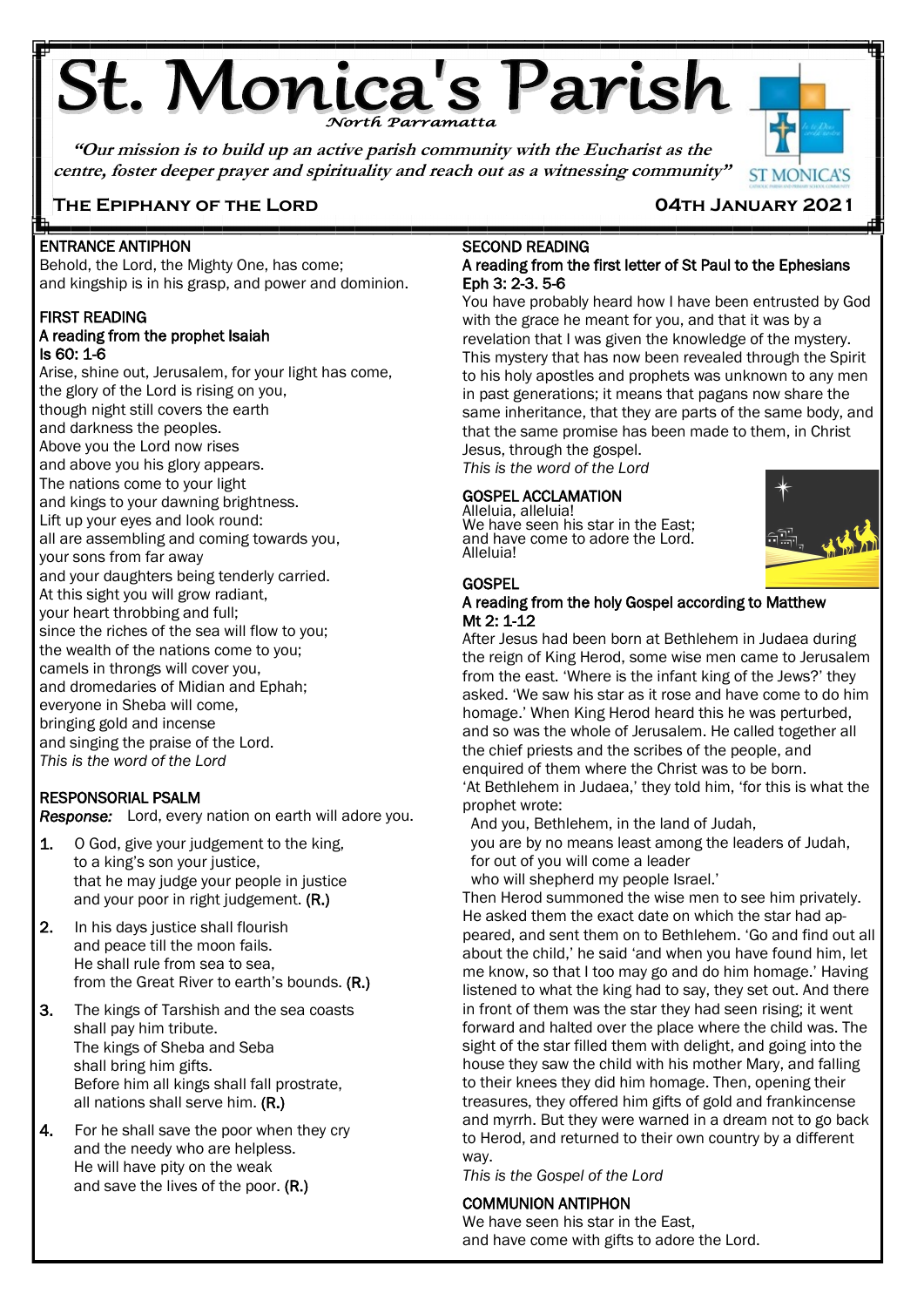# St. Monica's Parish

*North Parramatta*

***"Our mission is to build up an active parish community with the Eucharist as the centre, foster deeper prayer and spirituality and reach out as a witnessing community"***

ST MONICA'S

**THE EPIPHANY OF THE LORD** **04TH JANUARY 2021**

## ENTRANCE ANTIPHON

Behold, the Lord, the Mighty One, has come;
and kingship is in his grasp, and power and dominion.

## FIRST READING

**A reading from the prophet Isaiah**
**Is 60: 1-6**

Arise, shine out, Jerusalem, for your light has come,
the glory of the Lord is rising on you,
though night still covers the earth
and darkness the peoples.
Above you the Lord now rises
and above you his glory appears.
The nations come to your light
and kings to your dawning brightness.
Lift up your eyes and look round:
all are assembling and coming towards you,
your sons from far away
and your daughters being tenderly carried.
At this sight you will grow radiant,
your heart throbbing and full;
since the riches of the sea will flow to you;
the wealth of the nations come to you;
camels in throngs will cover you,
and dromedaries of Midian and Ephah;
everyone in Sheba will come,
bringing gold and incense
and singing the praise of the Lord.
*This is the word of the Lord*

## RESPONSORIAL PSALM

***Response:*** Lord, every nation on earth will adore you.

1. O God, give your judgement to the king,
   to a king's son your justice,
   that he may judge your people in justice
   and your poor in right judgement. **(R.)**

2. In his days justice shall flourish
   and peace till the moon fails.
   He shall rule from sea to sea,
   from the Great River to earth's bounds. **(R.)**

3. The kings of Tarshish and the sea coasts
   shall pay him tribute.
   The kings of Sheba and Seba
   shall bring him gifts.
   Before him all kings shall fall prostrate,
   all nations shall serve him. **(R.)**

4. For he shall save the poor when they cry
   and the needy who are helpless.
   He will have pity on the weak
   and save the lives of the poor. **(R.)**

## SECOND READING

**A reading from the first letter of St Paul to the Ephesians**
**Eph 3: 2-3. 5-6**

You have probably heard how I have been entrusted by God with the grace he meant for you, and that it was by a revelation that I was given the knowledge of the mystery. This mystery that has now been revealed through the Spirit to his holy apostles and prophets was unknown to any men in past generations; it means that pagans now share the same inheritance, that they are parts of the same body, and that the same promise has been made to them, in Christ Jesus, through the gospel.
*This is the word of the Lord*

## GOSPEL ACCLAMATION

Alleluia, alleluia!
We have seen his star in the East;
and have come to adore the Lord.
Alleluia!

## GOSPEL

**A reading from the holy Gospel according to Matthew**
**Mt 2: 1-12**

After Jesus had been born at Bethlehem in Judaea during the reign of King Herod, some wise men came to Jerusalem from the east. 'Where is the infant king of the Jews?' they asked. 'We saw his star as it rose and have come to do him homage.' When King Herod heard this he was perturbed, and so was the whole of Jerusalem. He called together all the chief priests and the scribes of the people, and enquired of them where the Christ was to be born.
'At Bethlehem in Judaea,' they told him, 'for this is what the prophet wrote:

And you, Bethlehem, in the land of Judah,
you are by no means least among the leaders of Judah,
for out of you will come a leader
who will shepherd my people Israel.'

Then Herod summoned the wise men to see him privately. He asked them the exact date on which the star had appeared, and sent them on to Bethlehem. 'Go and find out all about the child,' he said 'and when you have found him, let me know, so that I too may go and do him homage.' Having listened to what the king had to say, they set out. And there in front of them was the star they had seen rising; it went forward and halted over the place where the child was. The sight of the star filled them with delight, and going into the house they saw the child with his mother Mary, and falling to their knees they did him homage. Then, opening their treasures, they offered him gifts of gold and frankincense and myrrh. But they were warned in a dream not to go back to Herod, and returned to their own country by a different way.
*This is the Gospel of the Lord*

## COMMUNION ANTIPHON

We have seen his star in the East,
and have come with gifts to adore the Lord.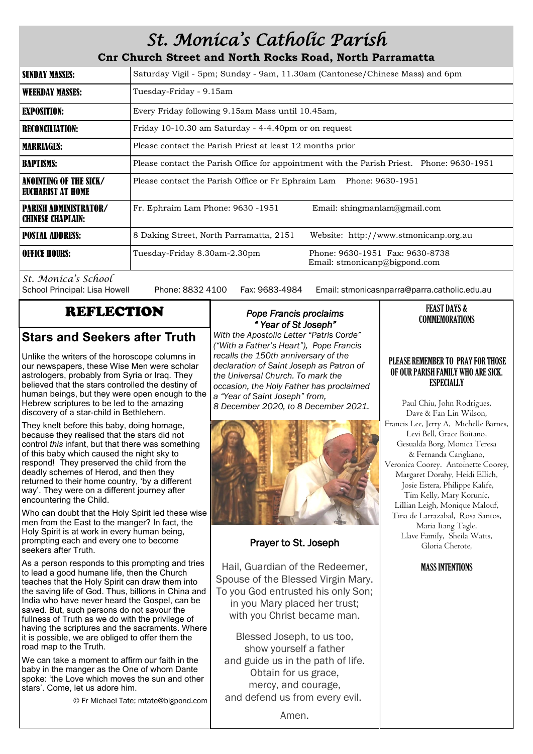# St. Monica's Catholic Parish

**Cnr Church Street and North Rocks Road, North Parramatta**

| | |
|---|---|
| **SUNDAY MASSES:** | Saturday Vigil - 5pm; Sunday - 9am, 11.30am (Cantonese/Chinese Mass) and 6pm |
| **WEEKDAY MASSES:** | Tuesday-Friday - 9.15am |
| **EXPOSITION:** | Every Friday following 9.15am Mass until 10.45am, |
| **RECONCILIATION:** | Friday 10-10.30 am Saturday - 4-4.40pm or on request |
| **MARRIAGES:** | Please contact the Parish Priest at least 12 months prior |
| **BAPTISMS:** | Please contact the Parish Office for appointment with the Parish Priest. Phone: 9630-1951 |
| **ANOINTING OF THE SICK/ EUCHARIST AT HOME** | Please contact the Parish Office or Fr Ephraim Lam Phone: 9630-1951 |
| **PARISH ADMINISTRATOR/ CHINESE CHAPLAIN:** | Fr. Ephraim Lam Phone: 9630 -1951 Email: shingmanlam@gmail.com |
| **POSTAL ADDRESS:** | 8 Daking Street, North Parramatta, 2151 Website: http://www.stmonicanp.org.au |
| **OFFICE HOURS:** | Tuesday-Friday 8.30am-2.30pm Phone: 9630-1951 Fax: 9630-8738 Email: stmonicanp@bigpond.com |

*St. Monica's School*

School Principal: Lisa Howell Phone: 8832 4100 Fax: 9683-4984 Email: stmonicasnparra@parra.catholic.edu.au

## REFLECTION

### Stars and Seekers after Truth

Unlike the writers of the horoscope columns in our newspapers, these Wise Men were scholar astrologers, probably from Syria or Iraq. They believed that the stars controlled the destiny of human beings, but they were open enough to the Hebrew scriptures to be led to the amazing discovery of a star-child in Bethlehem.

They knelt before this baby, doing homage, because they realised that the stars did not control *this* infant, but that there was something of this baby which caused the night sky to respond! They preserved the child from the deadly schemes of Herod, and then they returned to their home country, 'by a different way'. They were on a different journey after encountering the Child.

Who can doubt that the Holy Spirit led these wise men from the East to the manger? In fact, the Holy Spirit is at work in every human being, prompting each and every one to become seekers after Truth.

As a person responds to this prompting and tries to lead a good humane life, then the Church teaches that the Holy Spirit can draw them into the saving life of God. Thus, billions in China and India who have never heard the Gospel, can be saved. But, such persons do not savour the fullness of Truth as we do with the privilege of having the scriptures and the sacraments. Where it is possible, we are obliged to offer them the road map to the Truth.

We can take a moment to affirm our faith in the baby in the manger as the One of whom Dante spoke: 'the Love which moves the sun and other stars'. Come, let us adore him.

© Fr Michael Tate; mtate@bigpond.com

### *Pope Francis proclaims "Year of St Joseph"*

*With the Apostolic Letter "Patris Corde" ("With a Father's Heart"), Pope Francis recalls the 150th anniversary of the declaration of Saint Joseph as Patron of the Universal Church. To mark the occasion, the Holy Father has proclaimed a "Year of Saint Joseph" from, 8 December 2020, to 8 December 2021.*

### Prayer to St. Joseph

Hail, Guardian of the Redeemer,
Spouse of the Blessed Virgin Mary.
To you God entrusted his only Son;
in you Mary placed her trust;
with you Christ became man.

Blessed Joseph, to us too,
show yourself a father
and guide us in the path of life.
Obtain for us grace,
mercy, and courage,
and defend us from every evil.

Amen.

### FEAST DAYS & COMMEMORATIONS

### PLEASE REMEMBER TO PRAY FOR THOSE OF OUR PARISH FAMILY WHO ARE SICK. ESPECIALLY

Paul Chiu, John Rodrigues, Dave & Fan Lin Wilson, Francis Lee, Jerry A, Michelle Barnes, Levi Bell, Grace Boitano, Gesualda Borg, Monica Teresa & Fernanda Carigliano, Veronica Coorey. Antoinette Coorey, Margaret Dorahy, Heidi Ellich, Josie Estera, Philippe Kalife, Tim Kelly, Mary Korunic, Lillian Leigh, Monique Malouf, Tina de Larrazabal, Rosa Santos, Maria Itang Tagle, Llave Family, Sheila Watts, Gloria Cherote,

### MASS INTENTIONS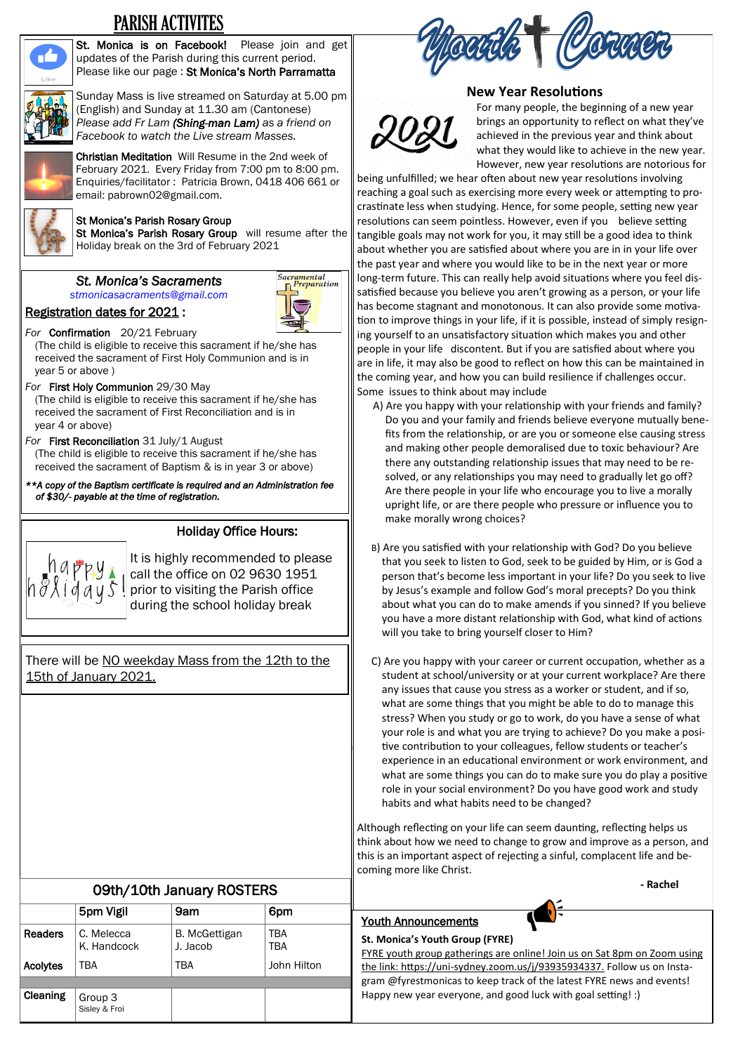# PARISH ACTIVITES

**St. Monica is on Facebook!** Please join and get updates of the Parish during this current period. Please like our page : **St Monica's North Parramatta**

Sunday Mass is live streamed on Saturday at 5.00 pm (English) and Sunday at 11.30 am (Cantonese) *Please add Fr Lam **(Shing-man Lam)** as a friend on Facebook to watch the Live stream Masses.*

**Christian Meditation** Will Resume in the 2nd week of February 2021. Every Friday from 7:00 pm to 8:00 pm. Enquiries/facilitator : Patricia Brown, 0418 406 661 or email: pabrown02@gmail.com.

**St Monica's Parish Rosary Group**
**St Monica's Parish Rosary Group** will resume after the Holiday break on the 3rd of February 2021

## *St. Monica's Sacraments*

*stmonicasacraments@gmail.com*

**Registration dates for 2021 :**

*For* **Confirmation** 20/21 February
(The child is eligible to receive this sacrament if he/she has received the sacrament of First Holy Communion and is in year 5 or above )

*For* **First Holy Communion** 29/30 May
(The child is eligible to receive this sacrament if he/she has received the sacrament of First Reconciliation and is in year 4 or above)

*For* **First Reconciliation** 31 July/1 August
(The child is eligible to receive this sacrament if he/she has received the sacrament of Baptism & is in year 3 or above)

***\*\*A copy of the Baptism certificate is required and an Administration fee of $30/- payable at the time of registration.***

## Holiday Office Hours:

It is highly recommended to please call the office on 02 9630 1951 prior to visiting the Parish office during the school holiday break

There will be NO weekday Mass from the 12th to the 15th of January 2021.

## 09th/10th January ROSTERS

| | 5pm Vigil | 9am | 6pm |
|---|---|---|---|
| **Readers** | C. Melecca<br>K. Handcock | B. McGettigan<br>J. Jacob | TBA<br>TBA |
| **Acolytes** | TBA | TBA | John Hilton |
| **Cleaning** | Group 3<br>Sisley & Froi | | |

# Youth Corner

## New Year Resolutions

For many people, the beginning of a new year brings an opportunity to reflect on what they've achieved in the previous year and think about what they would like to achieve in the new year. However, new year resolutions are notorious for being unfulfilled; we hear often about new year resolutions involving reaching a goal such as exercising more every week or attempting to procrastinate less when studying. Hence, for some people, setting new year resolutions can seem pointless. However, even if you believe setting tangible goals may not work for you, it may still be a good idea to think about whether you are satisfied about where you are in your life over the past year and where you would like to be in the next year or more long-term future. This can really help avoid situations where you feel dissatisfied because you believe you aren't growing as a person, or your life has become stagnant and monotonous. It can also provide some motivation to improve things in your life, if it is possible, instead of simply resigning yourself to an unsatisfactory situation which makes you and other people in your life discontent. But if you are satisfied about where you are in life, it may also be good to reflect on how this can be maintained in the coming year, and how you can build resilience if challenges occur. Some issues to think about may include

A) Are you happy with your relationship with your friends and family? Do you and your family and friends believe everyone mutually benefits from the relationship, or are you or someone else causing stress and making other people demoralised due to toxic behaviour? Are there any outstanding relationship issues that may need to be resolved, or any relationships you may need to gradually let go off? Are there people in your life who encourage you to live a morally upright life, or are there people who pressure or influence you to make morally wrong choices?

B) Are you satisfied with your relationship with God? Do you believe that you seek to listen to God, seek to be guided by Him, or is God a person that's become less important in your life? Do you seek to live by Jesus's example and follow God's moral precepts? Do you think about what you can do to make amends if you sinned? If you believe you have a more distant relationship with God, what kind of actions will you take to bring yourself closer to Him?

C) Are you happy with your career or current occupation, whether as a student at school/university or at your current workplace? Are there any issues that cause you stress as a worker or student, and if so, what are some things that you might be able to do to manage this stress? When you study or go to work, do you have a sense of what your role is and what you are trying to achieve? Do you make a positive contribution to your colleagues, fellow students or teacher's experience in an educational environment or work environment, and what are some things you can do to make sure you do play a positive role in your social environment? Do you have good work and study habits and what habits need to be changed?

Although reflecting on your life can seem daunting, reflecting helps us think about how we need to change to grow and improve as a person, and this is an important aspect of rejecting a sinful, complacent life and becoming more like Christ.

**- Rachel**

## Youth Announcements

**St. Monica's Youth Group (FYRE)**

FYRE youth group gatherings are online! Join us on Sat 8pm on Zoom using the link: https://uni-sydney.zoom.us/j/93935934337. Follow us on Instagram @fyrestmonicas to keep track of the latest FYRE news and events! Happy new year everyone, and good luck with goal setting! :)